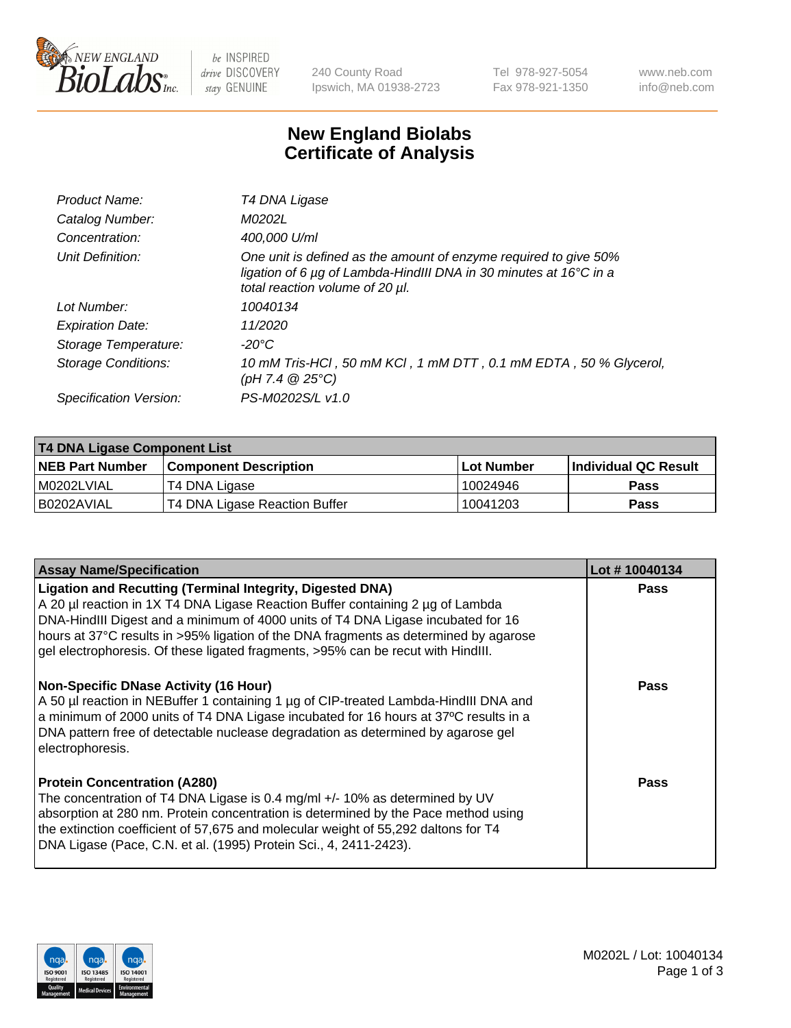240 County Road
Ipswich, MA 01938-2723

Tel 978-927-5054
Fax 978-921-1350

www.neb.com
info@neb.com

# New England Biolabs
# Certificate of Analysis

| | |
|---|---|
| *Product Name:* | *T4 DNA Ligase* |
| *Catalog Number:* | *M0202L* |
| *Concentration:* | *400,000 U/ml* |
| *Unit Definition:* | *One unit is defined as the amount of enzyme required to give 50% ligation of 6 µg of Lambda-HindIII DNA in 30 minutes at 16°C in a total reaction volume of 20 µl.* |
| *Lot Number:* | *10040134* |
| *Expiration Date:* | *11/2020* |
| *Storage Temperature:* | *-20°C* |
| *Storage Conditions:* | *10 mM Tris-HCl , 50 mM KCl , 1 mM DTT , 0.1 mM EDTA , 50 % Glycerol, (pH 7.4 @ 25°C)* |
| *Specification Version:* | *PS-M0202S/L v1.0* |

| **T4 DNA Ligase Component List** | | | |
|---|---|---|---|
| **NEB Part Number** | **Component Description** | **Lot Number** | **Individual QC Result** |
| M0202LVIAL | T4 DNA Ligase | 10024946 | **Pass** |
| B0202AVIAL | T4 DNA Ligase Reaction Buffer | 10041203 | **Pass** |

| **Assay Name/Specification** | **Lot # 10040134** |
|---|---|
| **Ligation and Recutting (Terminal Integrity, Digested DNA)** A 20 µl reaction in 1X T4 DNA Ligase Reaction Buffer containing 2 µg of Lambda DNA-HindIII Digest and a minimum of 4000 units of T4 DNA Ligase incubated for 16 hours at 37°C results in >95% ligation of the DNA fragments as determined by agarose gel electrophoresis. Of these ligated fragments, >95% can be recut with HindIII. | **Pass** |
| **Non-Specific DNase Activity (16 Hour)** A 50 µl reaction in NEBuffer 1 containing 1 µg of CIP-treated Lambda-HindIII DNA and a minimum of 2000 units of T4 DNA Ligase incubated for 16 hours at 37ºC results in a DNA pattern free of detectable nuclease degradation as determined by agarose gel electrophoresis. | **Pass** |
| **Protein Concentration (A280)** The concentration of T4 DNA Ligase is 0.4 mg/ml +/- 10% as determined by UV absorption at 280 nm. Protein concentration is determined by the Pace method using the extinction coefficient of 57,675 and molecular weight of 55,292 daltons for T4 DNA Ligase (Pace, C.N. et al. (1995) Protein Sci., 4, 2411-2423). | **Pass** |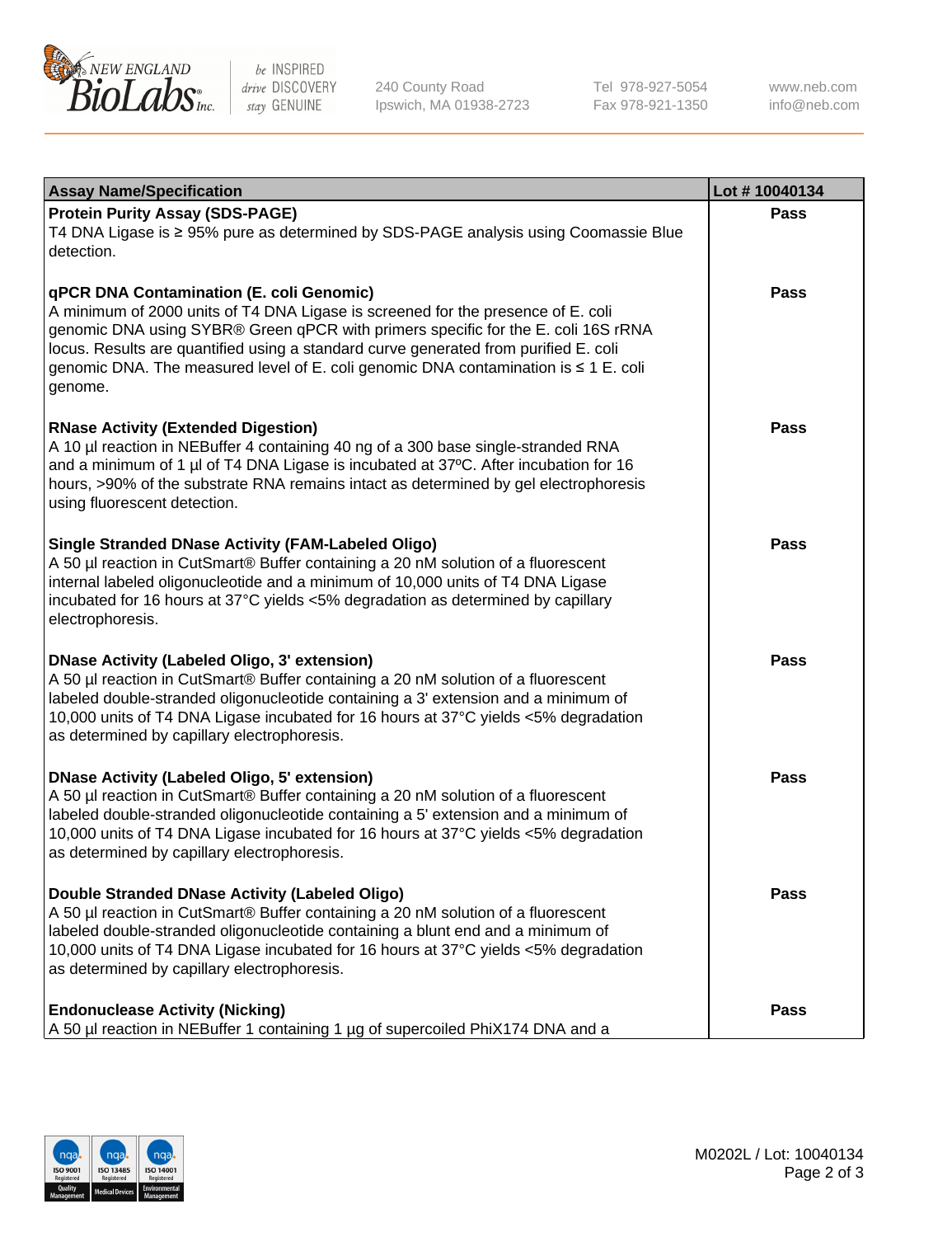| Assay Name/Specification | Lot # 10040134 |
|---|---|
| **Protein Purity Assay (SDS-PAGE)**<br>T4 DNA Ligase is ≥ 95% pure as determined by SDS-PAGE analysis using Coomassie Blue detection. | **Pass** |
| **qPCR DNA Contamination (E. coli Genomic)**<br>A minimum of 2000 units of T4 DNA Ligase is screened for the presence of E. coli genomic DNA using SYBR® Green qPCR with primers specific for the E. coli 16S rRNA locus. Results are quantified using a standard curve generated from purified E. coli genomic DNA. The measured level of E. coli genomic DNA contamination is ≤ 1 E. coli genome. | **Pass** |
| **RNase Activity (Extended Digestion)**<br>A 10 µl reaction in NEBuffer 4 containing 40 ng of a 300 base single-stranded RNA and a minimum of 1 µl of T4 DNA Ligase is incubated at 37ºC. After incubation for 16 hours, >90% of the substrate RNA remains intact as determined by gel electrophoresis using fluorescent detection. | **Pass** |
| **Single Stranded DNase Activity (FAM-Labeled Oligo)**<br>A 50 µl reaction in CutSmart® Buffer containing a 20 nM solution of a fluorescent internal labeled oligonucleotide and a minimum of 10,000 units of T4 DNA Ligase incubated for 16 hours at 37°C yields <5% degradation as determined by capillary electrophoresis. | **Pass** |
| **DNase Activity (Labeled Oligo, 3' extension)**<br>A 50 µl reaction in CutSmart® Buffer containing a 20 nM solution of a fluorescent labeled double-stranded oligonucleotide containing a 3' extension and a minimum of 10,000 units of T4 DNA Ligase incubated for 16 hours at 37°C yields <5% degradation as determined by capillary electrophoresis. | **Pass** |
| **DNase Activity (Labeled Oligo, 5' extension)**<br>A 50 µl reaction in CutSmart® Buffer containing a 20 nM solution of a fluorescent labeled double-stranded oligonucleotide containing a 5' extension and a minimum of 10,000 units of T4 DNA Ligase incubated for 16 hours at 37°C yields <5% degradation as determined by capillary electrophoresis. | **Pass** |
| **Double Stranded DNase Activity (Labeled Oligo)**<br>A 50 µl reaction in CutSmart® Buffer containing a 20 nM solution of a fluorescent labeled double-stranded oligonucleotide containing a blunt end and a minimum of 10,000 units of T4 DNA Ligase incubated for 16 hours at 37°C yields <5% degradation as determined by capillary electrophoresis. | **Pass** |
| **Endonuclease Activity (Nicking)**<br>A 50 µl reaction in NEBuffer 1 containing 1 µg of supercoiled PhiX174 DNA and a | **Pass** |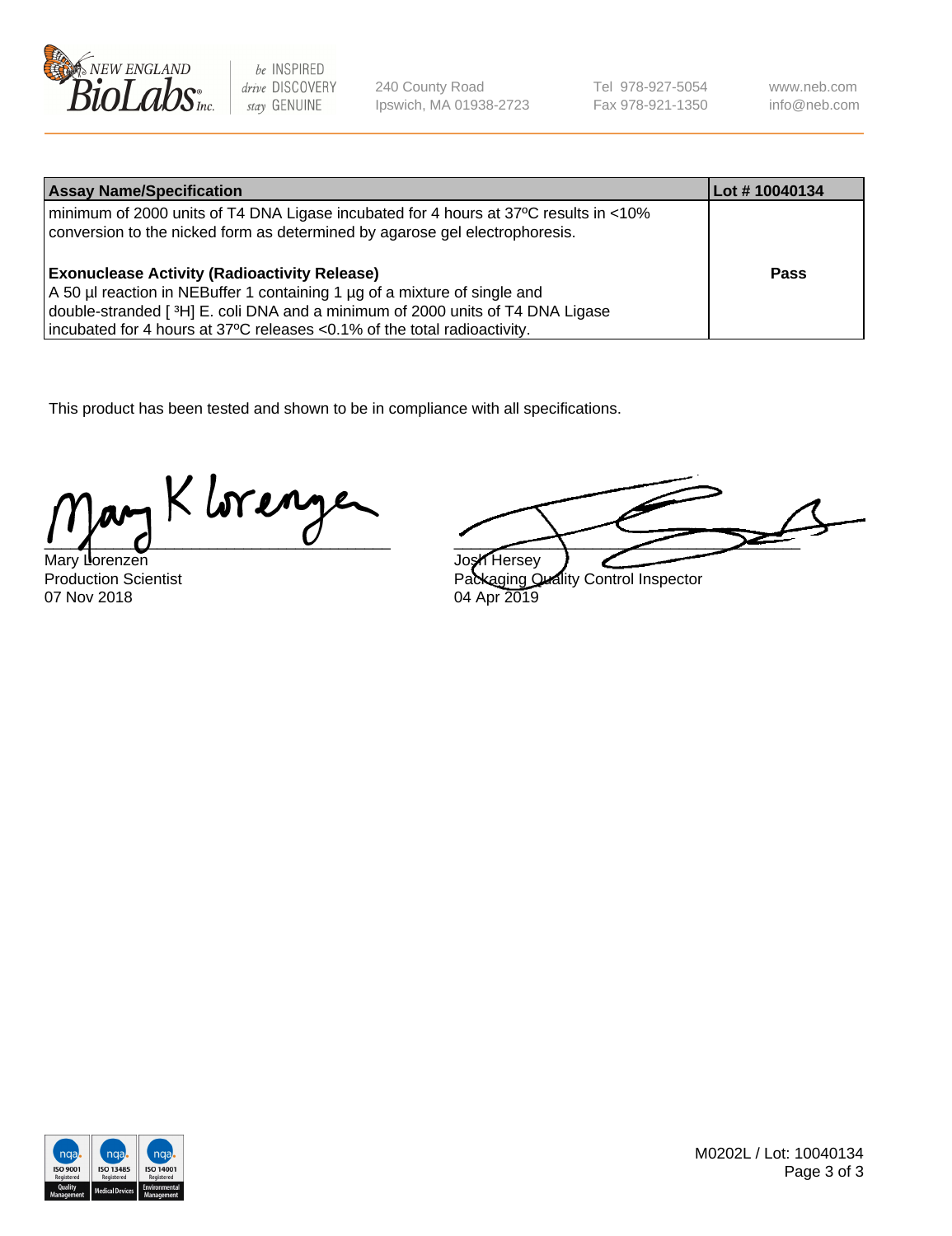| Assay Name/Specification | Lot # 10040134 |
| --- | --- |
| minimum of 2000 units of T4 DNA Ligase incubated for 4 hours at 37ºC results in <10% conversion to the nicked form as determined by agarose gel electrophoresis. | |
| **Exonuclease Activity (Radioactivity Release)**<br>A 50 µl reaction in NEBuffer 1 containing 1 µg of a mixture of single and double-stranded [ $^3$H] E. coli DNA and a minimum of 2000 units of T4 DNA Ligase incubated for 4 hours at 37ºC releases <0.1% of the total radioactivity. | **Pass** |

This product has been tested and shown to be in compliance with all specifications.

Mary Lorenzen
Production Scientist
07 Nov 2018

Josh Hersey
Packaging Quality Control Inspector
04 Apr 2019

M0202L / Lot: 10040134